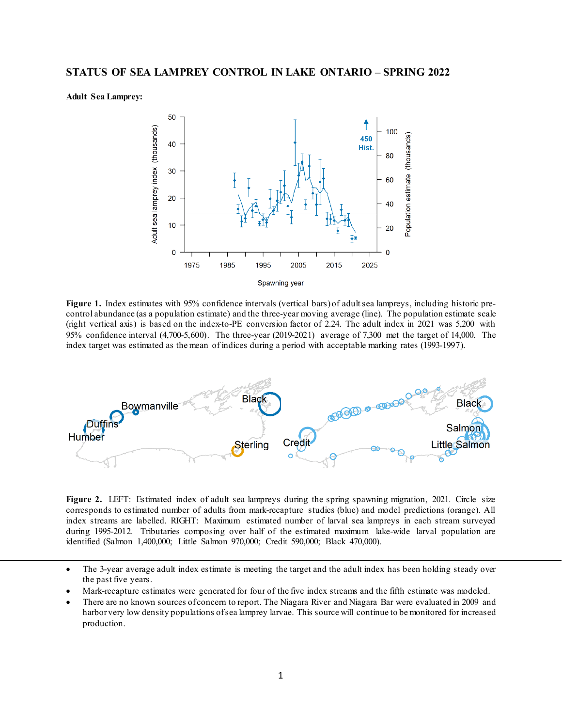# STATUS OF SEA LAMPREY CONTROL IN LAKE ONTARIO – SPRING 2022

**Adult Sea Lamprey:**

**Figure 1.** Index estimates with 95% confidence intervals (vertical bars) of adult sea lampreys, including historic pre-control abundance (as a population estimate) and the three-year moving average (line). The population estimate scale (right vertical axis) is based on the index-to-PE conversion factor of 2.24. The adult index in 2021 was 5,200 with 95% confidence interval (4,700-5,600). The three-year (2019-2021) average of 7,300 met the target of 14,000. The index target was estimated as the mean of indices during a period with acceptable marking rates (1993-1997).

**Figure 2.** LEFT: Estimated index of adult sea lampreys during the spring spawning migration, 2021. Circle size corresponds to estimated number of adults from mark-recapture studies (blue) and model predictions (orange). All index streams are labelled. RIGHT: Maximum estimated number of larval sea lampreys in each stream surveyed during 1995-2012. Tributaries composing over half of the estimated maximum lake-wide larval population are identified (Salmon 1,400,000; Little Salmon 970,000; Credit 590,000; Black 470,000).

- The 3-year average adult index estimate is meeting the target and the adult index has been holding steady over the past five years.
- Mark-recapture estimates were generated for four of the five index streams and the fifth estimate was modeled.
- There are no known sources of concern to report. The Niagara River and Niagara Bar were evaluated in 2009 and harbor very low density populations of sea lamprey larvae. This source will continue to be monitored for increased production.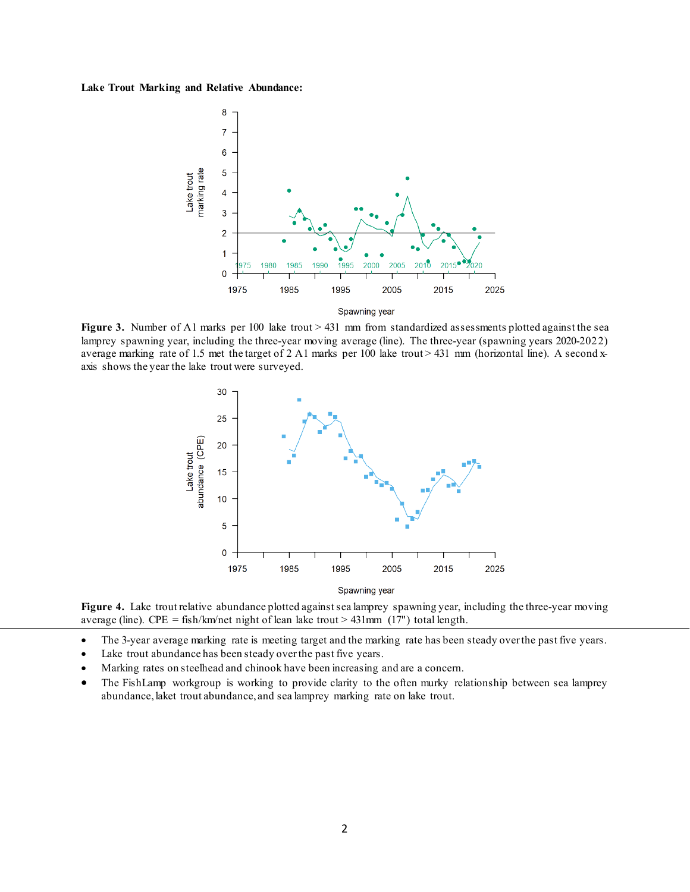**Lake Trout Marking and Relative Abundance:**

**Figure 3.** Number of A1 marks per 100 lake trout > 431 mm from standardized assessments plotted against the sea lamprey spawning year, including the three-year moving average (line). The three-year (spawning years 2020-2022) average marking rate of 1.5 met the target of 2 A1 marks per 100 lake trout > 431 mm (horizontal line). A second x-axis shows the year the lake trout were surveyed.

**Figure 4.** Lake trout relative abundance plotted against sea lamprey spawning year, including the three-year moving average (line). CPE = fish/km/net night of lean lake trout > 431mm (17") total length.

- The 3-year average marking rate is meeting target and the marking rate has been steady over the past five years.
- Lake trout abundance has been steady over the past five years.
- Marking rates on steelhead and chinook have been increasing and are a concern.
- The FishLamp workgroup is working to provide clarity to the often murky relationship between sea lamprey abundance, laket trout abundance, and sea lamprey marking rate on lake trout.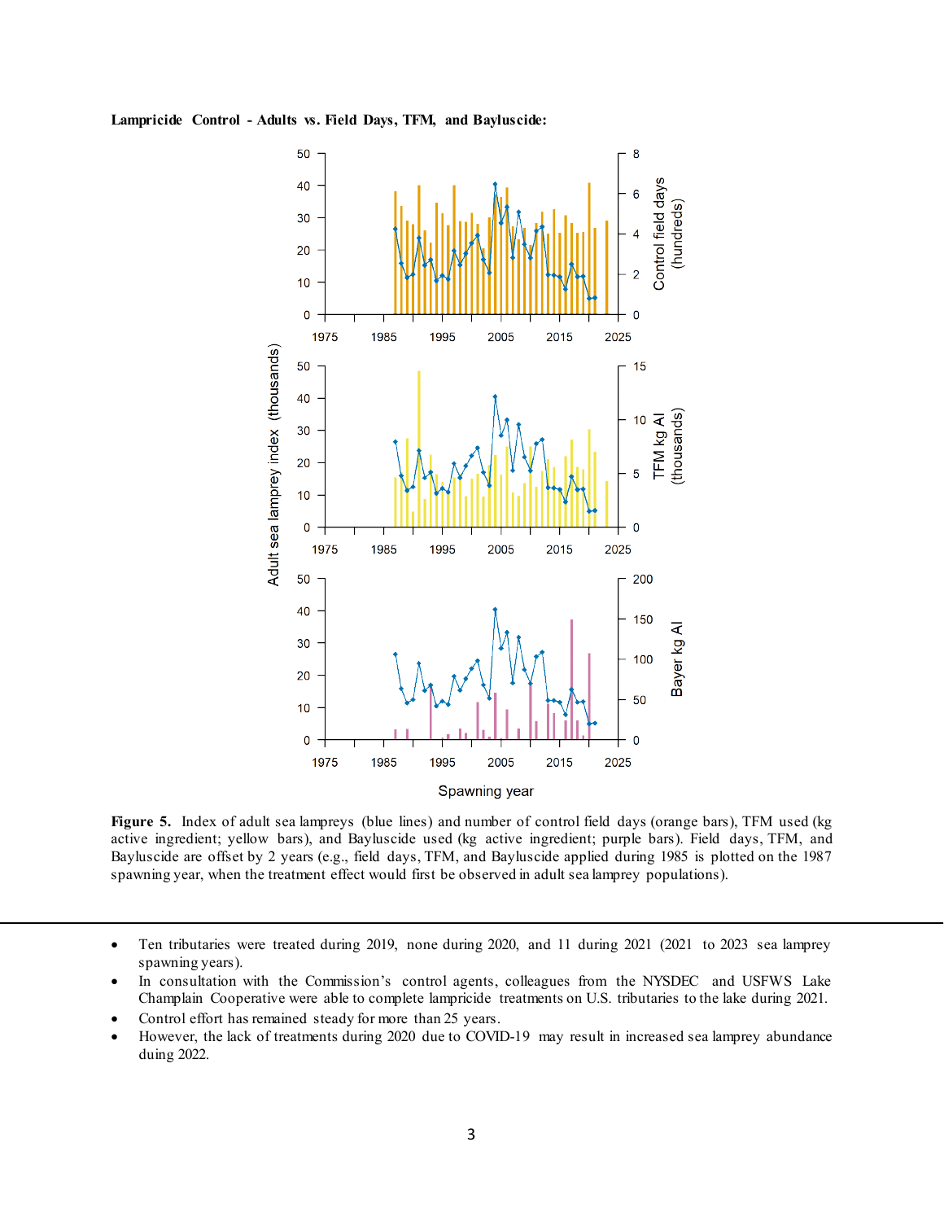**Lampricide Control - Adults vs. Field Days, TFM, and Bayluscide:**

50
40
30
20
10
0
1975 1985 1995 2005 2015 2025
8
6
4
2
0
Control field days (hundreds)

50
40
30
20
10
0
1975 1985 1995 2005 2015 2025
15
10
5
0
TFM kg AI (thousands)

50
40
30
20
10
0
1975 1985 1995 2005 2015 2025
200
150
100
50
0
Bayer kg AI

Adult sea lamprey index (thousands)

Spawning year

**Figure 5.** Index of adult sea lampreys (blue lines) and number of control field days (orange bars), TFM used (kg active ingredient; yellow bars), and Bayluscide used (kg active ingredient; purple bars). Field days, TFM, and Bayluscide are offset by 2 years (e.g., field days, TFM, and Bayluscide applied during 1985 is plotted on the 1987 spawning year, when the treatment effect would first be observed in adult sea lamprey populations).

---

- Ten tributaries were treated during 2019, none during 2020, and 11 during 2021 (2021 to 2023 sea lamprey spawning years).
- In consultation with the Commission's control agents, colleagues from the NYSDEC and USFWS Lake Champlain Cooperative were able to complete lampricide treatments on U.S. tributaries to the lake during 2021.
- Control effort has remained steady for more than 25 years.
- However, the lack of treatments during 2020 due to COVID-19 may result in increased sea lamprey abundance during 2022.